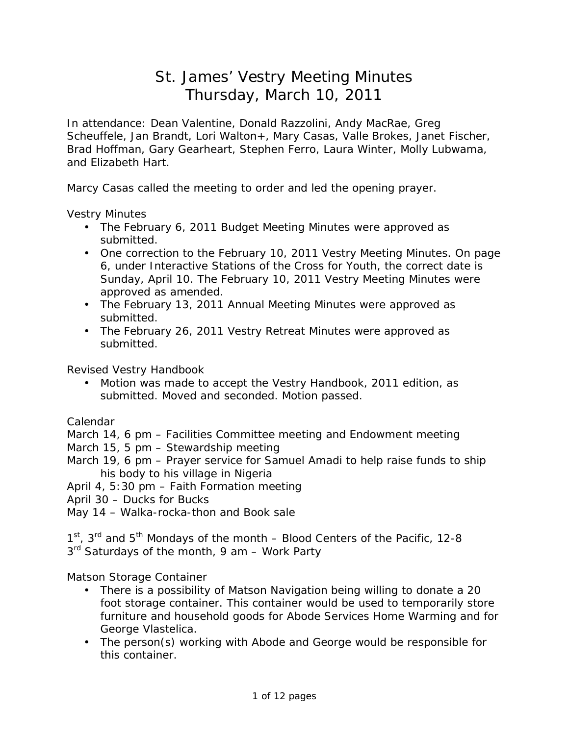# St. James' Vestry Meeting Minutes
# Thursday, March 10, 2011

In attendance: Dean Valentine, Donald Razzolini, Andy MacRae, Greg Scheuffele, Jan Brandt, Lori Walton+, Mary Casas, Valle Brokes, Janet Fischer, Brad Hoffman, Gary Gearheart, Stephen Ferro, Laura Winter, Molly Lubwama, and Elizabeth Hart.

Marcy Casas called the meeting to order and led the opening prayer.

Vestry Minutes

- The February 6, 2011 Budget Meeting Minutes were approved as submitted.
- One correction to the February 10, 2011 Vestry Meeting Minutes. On page 6, under Interactive Stations of the Cross for Youth, the correct date is Sunday, April 10. The February 10, 2011 Vestry Meeting Minutes were approved as amended.
- The February 13, 2011 Annual Meeting Minutes were approved as submitted.
- The February 26, 2011 Vestry Retreat Minutes were approved as submitted.

Revised Vestry Handbook

- Motion was made to accept the Vestry Handbook, 2011 edition, as submitted. Moved and seconded. Motion passed.

Calendar

March 14, 6 pm – Facilities Committee meeting and Endowment meeting
March 15, 5 pm – Stewardship meeting
March 19, 6 pm – Prayer service for Samuel Amadi to help raise funds to ship his body to his village in Nigeria
April 4, 5:30 pm – Faith Formation meeting
April 30 – Ducks for Bucks
May 14 – Walka-rocka-thon and Book sale

1st, 3rd and 5th Mondays of the month – Blood Centers of the Pacific, 12-8
3rd Saturdays of the month, 9 am – Work Party

Matson Storage Container

- There is a possibility of Matson Navigation being willing to donate a 20 foot storage container. This container would be used to temporarily store furniture and household goods for Abode Services Home Warming and for George Vlastelica.
- The person(s) working with Abode and George would be responsible for this container.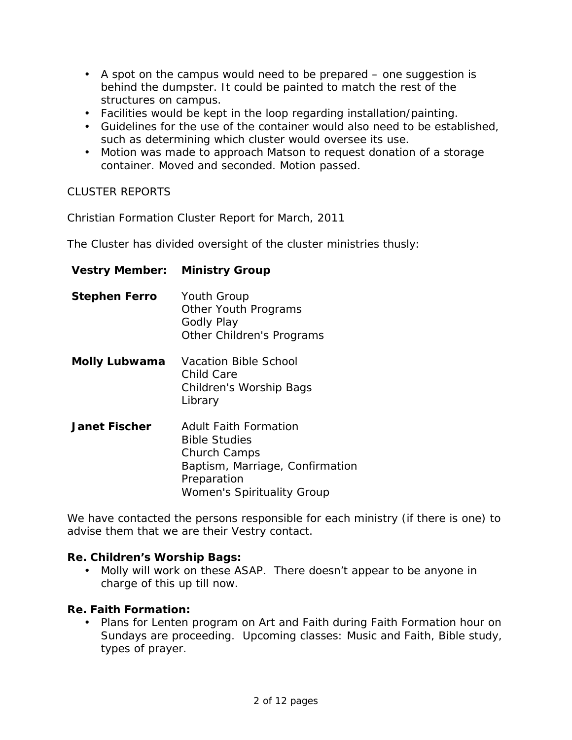- A spot on the campus would need to be prepared – one suggestion is behind the dumpster. It could be painted to match the rest of the structures on campus.
- Facilities would be kept in the loop regarding installation/painting.
- Guidelines for the use of the container would also need to be established, such as determining which cluster would oversee its use.
- Motion was made to approach Matson to request donation of a storage container. Moved and seconded. Motion passed.

CLUSTER REPORTS

Christian Formation Cluster Report for March, 2011

The Cluster has divided oversight of the cluster ministries thusly:

| Vestry Member: | Ministry Group |
|---|---|
| **Stephen Ferro** | Youth Group<br>Other Youth Programs<br>Godly Play<br>Other Children's Programs |
| **Molly Lubwama** | Vacation Bible School<br>Child Care<br>Children's Worship Bags<br>Library |
| **Janet Fischer** | Adult Faith Formation<br>Bible Studies<br>Church Camps<br>Baptism, Marriage, Confirmation Preparation<br>Women's Spirituality Group |

We have contacted the persons responsible for each ministry (if there is one) to advise them that we are their Vestry contact.

**Re. Children's Worship Bags:**

- Molly will work on these ASAP. There doesn't appear to be anyone in charge of this up till now.

**Re. Faith Formation:**

- Plans for Lenten program on Art and Faith during Faith Formation hour on Sundays are proceeding. Upcoming classes: Music and Faith, Bible study, types of prayer.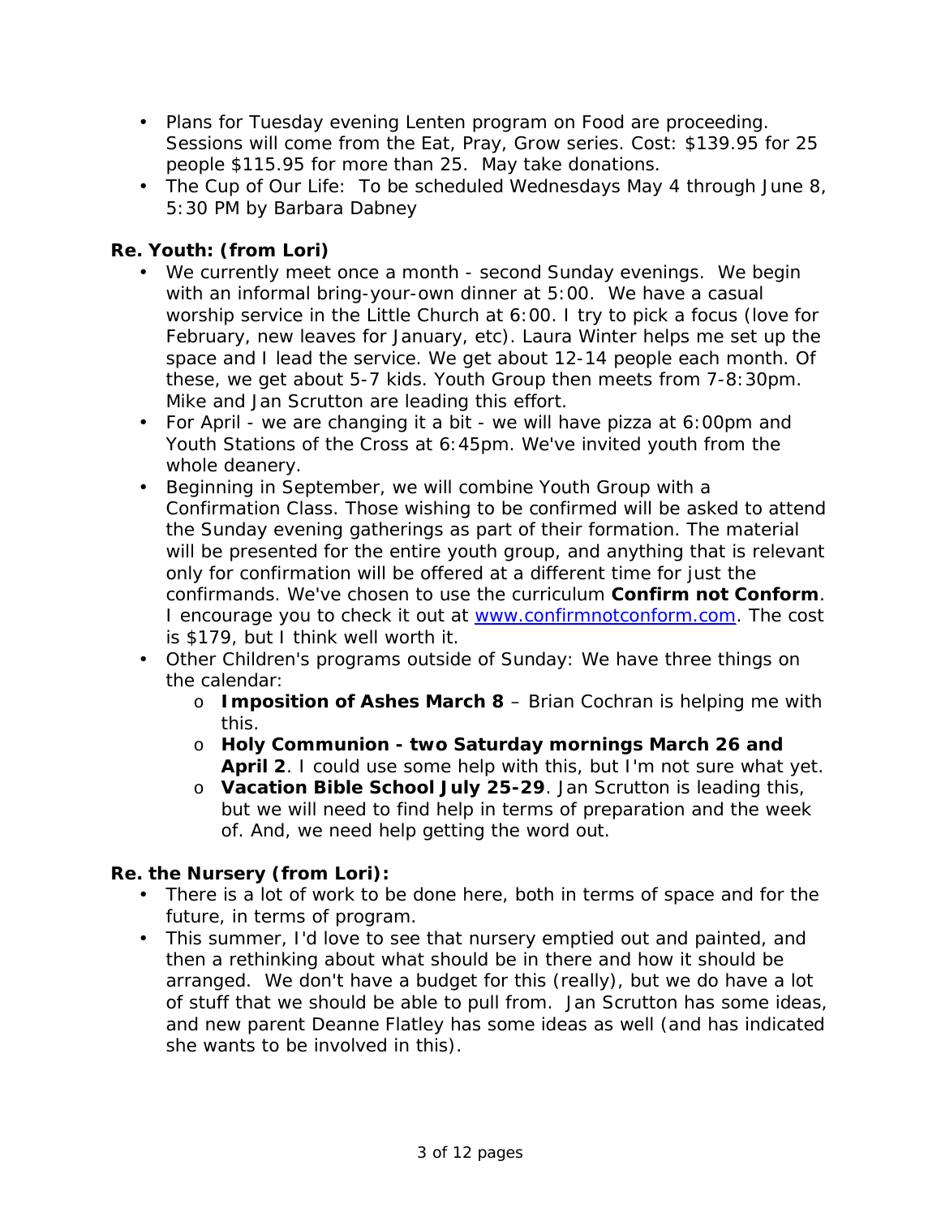- Plans for Tuesday evening Lenten program on Food are proceeding. Sessions will come from the Eat, Pray, Grow series. Cost: $139.95 for 25 people $115.95 for more than 25. May take donations.
- The Cup of Our Life: To be scheduled Wednesdays May 4 through June 8, 5:30 PM by Barbara Dabney

**Re. Youth: (from Lori)**

- We currently meet once a month - second Sunday evenings. We begin with an informal bring-your-own dinner at 5:00. We have a casual worship service in the Little Church at 6:00. I try to pick a focus (love for February, new leaves for January, etc). Laura Winter helps me set up the space and I lead the service. We get about 12-14 people each month. Of these, we get about 5-7 kids. Youth Group then meets from 7-8:30pm. Mike and Jan Scrutton are leading this effort.
- For April - we are changing it a bit - we will have pizza at 6:00pm and Youth Stations of the Cross at 6:45pm. We've invited youth from the whole deanery.
- Beginning in September, we will combine Youth Group with a Confirmation Class. Those wishing to be confirmed will be asked to attend the Sunday evening gatherings as part of their formation. The material will be presented for the entire youth group, and anything that is relevant only for confirmation will be offered at a different time for just the confirmands. We've chosen to use the curriculum **Confirm not Conform**. I encourage you to check it out at [www.confirmnotconform.com](http://www.confirmnotconform.com). The cost is $179, but I think well worth it.
- Other Children's programs outside of Sunday: We have three things on the calendar:
  - **Imposition of Ashes March 8** – Brian Cochran is helping me with this.
  - **Holy Communion - two Saturday mornings March 26 and April 2**. I could use some help with this, but I'm not sure what yet.
  - **Vacation Bible School July 25-29**. Jan Scrutton is leading this, but we will need to find help in terms of preparation and the week of. And, we need help getting the word out.

**Re. the Nursery (from Lori):**

- There is a lot of work to be done here, both in terms of space and for the future, in terms of program.
- This summer, I'd love to see that nursery emptied out and painted, and then a rethinking about what should be in there and how it should be arranged. We don't have a budget for this (really), but we do have a lot of stuff that we should be able to pull from. Jan Scrutton has some ideas, and new parent Deanne Flatley has some ideas as well (and has indicated she wants to be involved in this).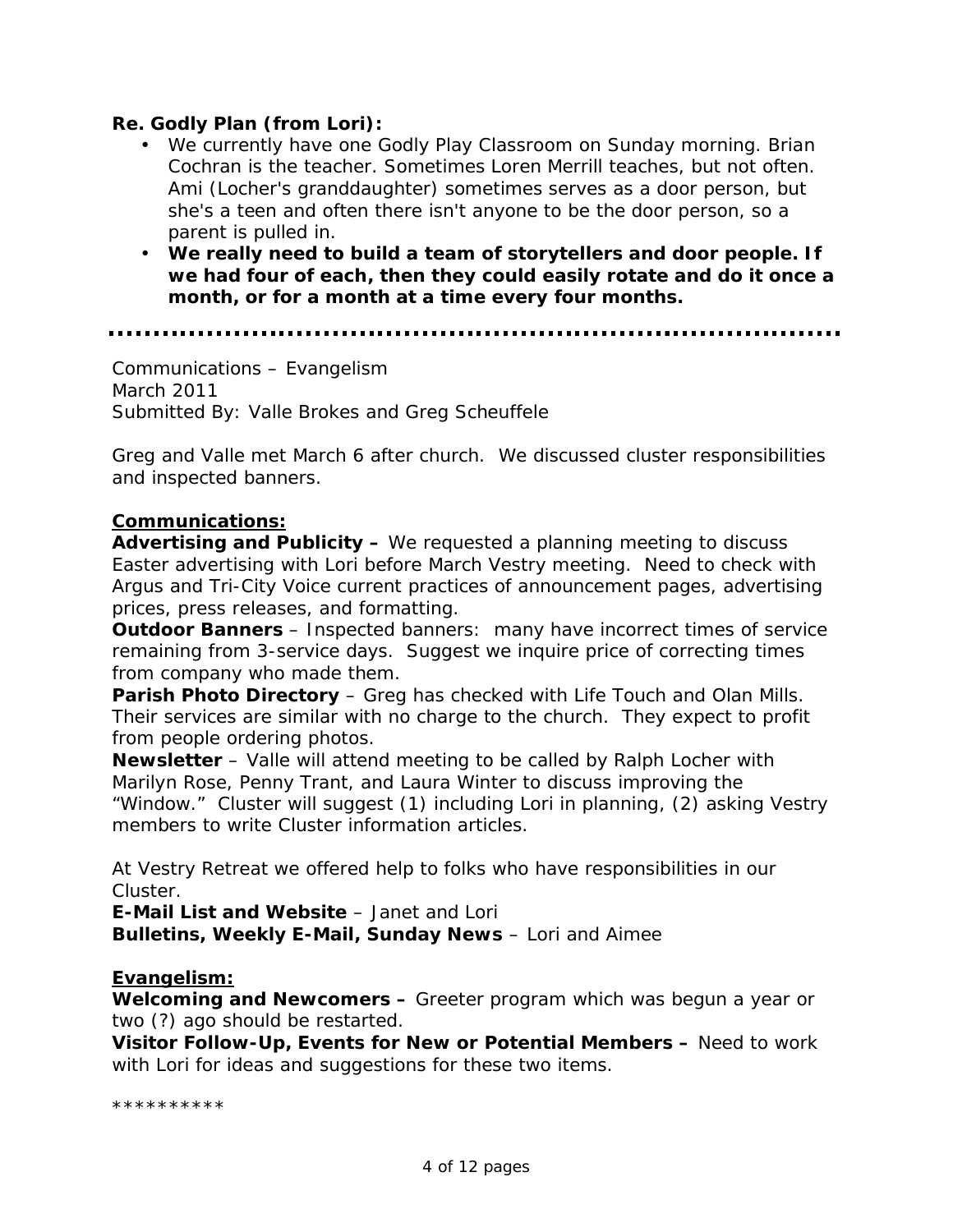**Re. Godly Plan (from Lori):**

- We currently have one Godly Play Classroom on Sunday morning. Brian Cochran is the teacher. Sometimes Loren Merrill teaches, but not often. Ami (Locher's granddaughter) sometimes serves as a door person, but she's a teen and often there isn't anyone to be the door person, so a parent is pulled in.
- **We really need to build a team of storytellers and door people. If we had four of each, then they could easily rotate and do it once a month, or for a month at a time every four months.**

---

Communications – Evangelism
March 2011
Submitted By: Valle Brokes and Greg Scheuffele

Greg and Valle met March 6 after church. We discussed cluster responsibilities and inspected banners.

**Communications:**

**Advertising and Publicity –** We requested a planning meeting to discuss Easter advertising with Lori before March Vestry meeting. Need to check with Argus and Tri-City Voice current practices of announcement pages, advertising prices, press releases, and formatting.
**Outdoor Banners** – Inspected banners: many have incorrect times of service remaining from 3-service days. Suggest we inquire price of correcting times from company who made them.
**Parish Photo Directory** – Greg has checked with Life Touch and Olan Mills. Their services are similar with no charge to the church. They expect to profit from people ordering photos.
**Newsletter** – Valle will attend meeting to be called by Ralph Locher with Marilyn Rose, Penny Trant, and Laura Winter to discuss improving the "Window." Cluster will suggest (1) including Lori in planning, (2) asking Vestry members to write Cluster information articles.

At Vestry Retreat we offered help to folks who have responsibilities in our Cluster.
**E-Mail List and Website** – Janet and Lori
**Bulletins, Weekly E-Mail, Sunday News** – Lori and Aimee

**Evangelism:**

**Welcoming and Newcomers –** Greeter program which was begun a year or two (?) ago should be restarted.
**Visitor Follow-Up, Events for New or Potential Members –** Need to work with Lori for ideas and suggestions for these two items.

**********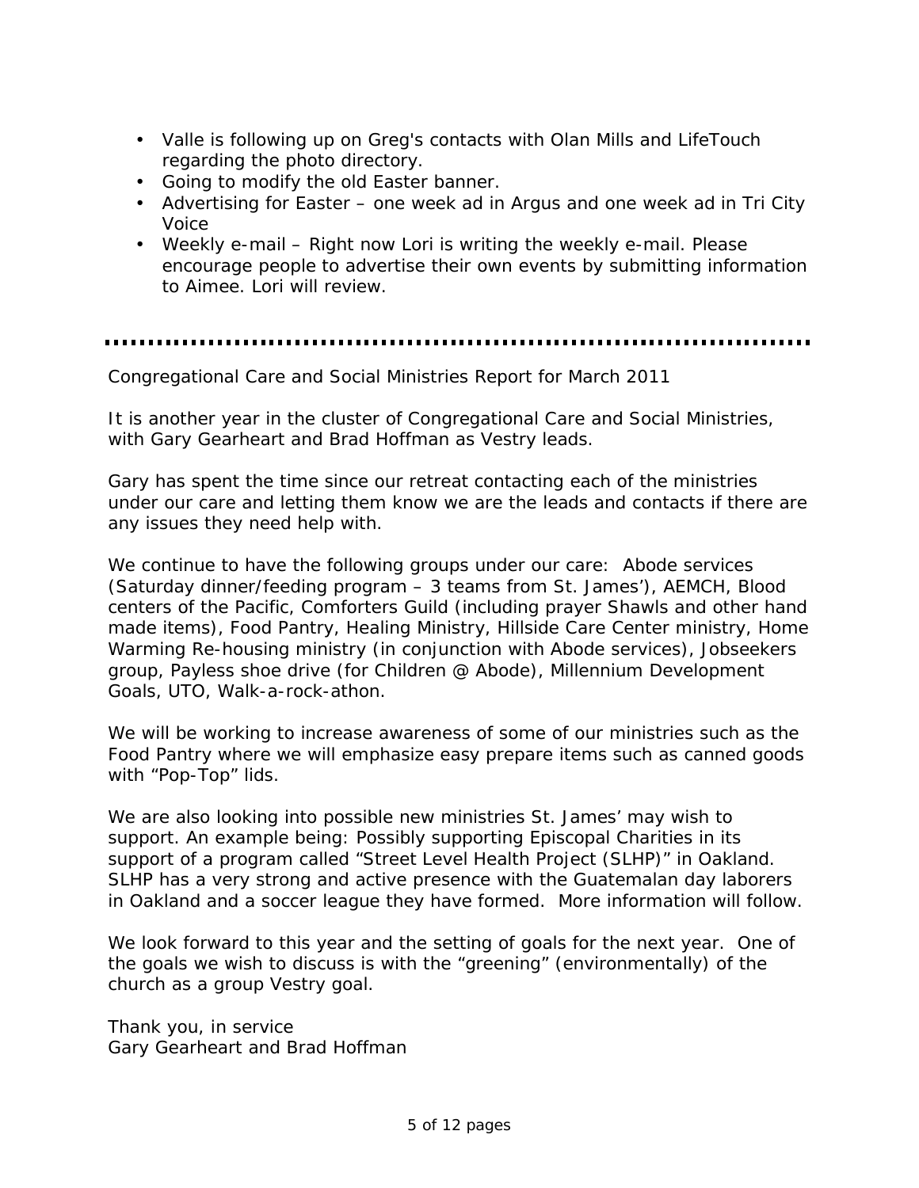- Valle is following up on Greg's contacts with Olan Mills and LifeTouch regarding the photo directory.
- Going to modify the old Easter banner.
- Advertising for Easter – one week ad in Argus and one week ad in Tri City Voice
- Weekly e-mail – Right now Lori is writing the weekly e-mail. Please encourage people to advertise their own events by submitting information to Aimee. Lori will review.

---

Congregational Care and Social Ministries Report for March 2011

It is another year in the cluster of Congregational Care and Social Ministries, with Gary Gearheart and Brad Hoffman as Vestry leads.

Gary has spent the time since our retreat contacting each of the ministries under our care and letting them know we are the leads and contacts if there are any issues they need help with.

We continue to have the following groups under our care:  Abode services (Saturday dinner/feeding program – 3 teams from St. James'), AEMCH, Blood centers of the Pacific, Comforters Guild (including prayer Shawls and other hand made items), Food Pantry, Healing Ministry, Hillside Care Center ministry, Home Warming Re-housing ministry (in conjunction with Abode services), Jobseekers group, Payless shoe drive (for Children @ Abode), Millennium Development Goals, UTO, Walk-a-rock-athon.

We will be working to increase awareness of some of our ministries such as the Food Pantry where we will emphasize easy prepare items such as canned goods with "Pop-Top" lids.

We are also looking into possible new ministries St. James' may wish to support. An example being: Possibly supporting Episcopal Charities in its support of a program called "Street Level Health Project (SLHP)" in Oakland. SLHP has a very strong and active presence with the Guatemalan day laborers in Oakland and a soccer league they have formed.  More information will follow.

We look forward to this year and the setting of goals for the next year.  One of the goals we wish to discuss is with the "greening" (environmentally) of the church as a group Vestry goal.

Thank you, in service
Gary Gearheart and Brad Hoffman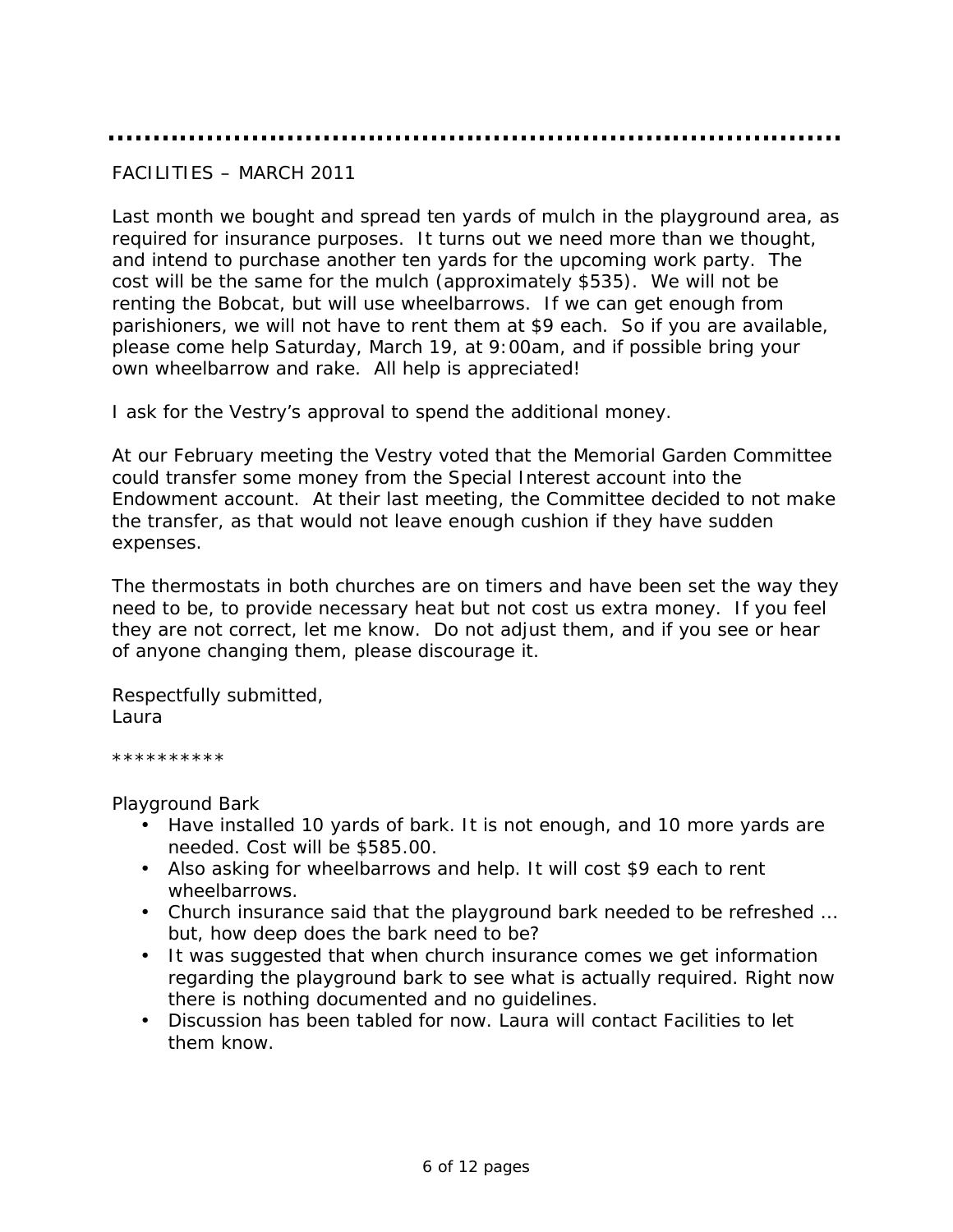FACILITIES – MARCH 2011

Last month we bought and spread ten yards of mulch in the playground area, as required for insurance purposes. It turns out we need more than we thought, and intend to purchase another ten yards for the upcoming work party. The cost will be the same for the mulch (approximately $535). We will not be renting the Bobcat, but will use wheelbarrows. If we can get enough from parishioners, we will not have to rent them at $9 each. So if you are available, please come help Saturday, March 19, at 9:00am, and if possible bring your own wheelbarrow and rake. All help is appreciated!

I ask for the Vestry's approval to spend the additional money.

At our February meeting the Vestry voted that the Memorial Garden Committee could transfer some money from the Special Interest account into the Endowment account. At their last meeting, the Committee decided to not make the transfer, as that would not leave enough cushion if they have sudden expenses.

The thermostats in both churches are on timers and have been set the way they need to be, to provide necessary heat but not cost us extra money. If you feel they are not correct, let me know. Do not adjust them, and if you see or hear of anyone changing them, please discourage it.

Respectfully submitted,
Laura

**********

Playground Bark

- Have installed 10 yards of bark. It is not enough, and 10 more yards are needed. Cost will be $585.00.
- Also asking for wheelbarrows and help. It will cost $9 each to rent wheelbarrows.
- Church insurance said that the playground bark needed to be refreshed … but, how deep does the bark need to be?
- It was suggested that when church insurance comes we get information regarding the playground bark to see what is actually required. Right now there is nothing documented and no guidelines.
- Discussion has been tabled for now. Laura will contact Facilities to let them know.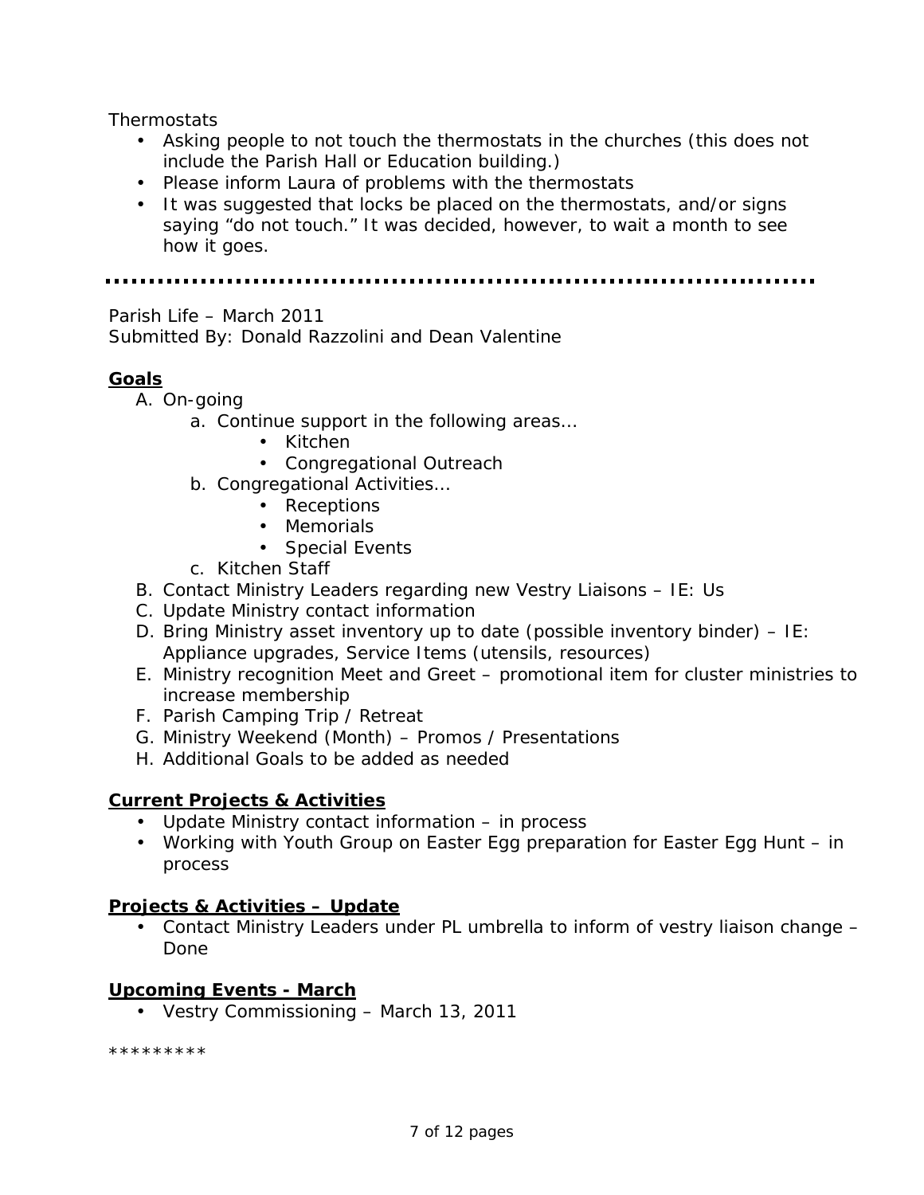Thermostats

- Asking people to not touch the thermostats in the churches (this does not include the Parish Hall or Education building.)
- Please inform Laura of problems with the thermostats
- It was suggested that locks be placed on the thermostats, and/or signs saying “do not touch.” It was decided, however, to wait a month to see how it goes.

---

Parish Life – March 2011
Submitted By: Donald Razzolini and Dean Valentine

**Goals**

A. On-going
    a. Continue support in the following areas…
        - Kitchen
        - Congregational Outreach
    b. Congregational Activities…
        - Receptions
        - Memorials
        - Special Events
    c. Kitchen Staff
B. Contact Ministry Leaders regarding new Vestry Liaisons – IE: Us
C. Update Ministry contact information
D. Bring Ministry asset inventory up to date (possible inventory binder) – IE: Appliance upgrades, Service Items (utensils, resources)
E. Ministry recognition Meet and Greet – promotional item for cluster ministries to increase membership
F. Parish Camping Trip / Retreat
G. Ministry Weekend (Month) – Promos / Presentations
H. Additional Goals to be added as needed

**Current Projects & Activities**

- Update Ministry contact information – in process
- Working with Youth Group on Easter Egg preparation for Easter Egg Hunt – in process

**Projects & Activities – Update**

- Contact Ministry Leaders under PL umbrella to inform of vestry liaison change – Done

**Upcoming Events - March**

- Vestry Commissioning – March 13, 2011

*********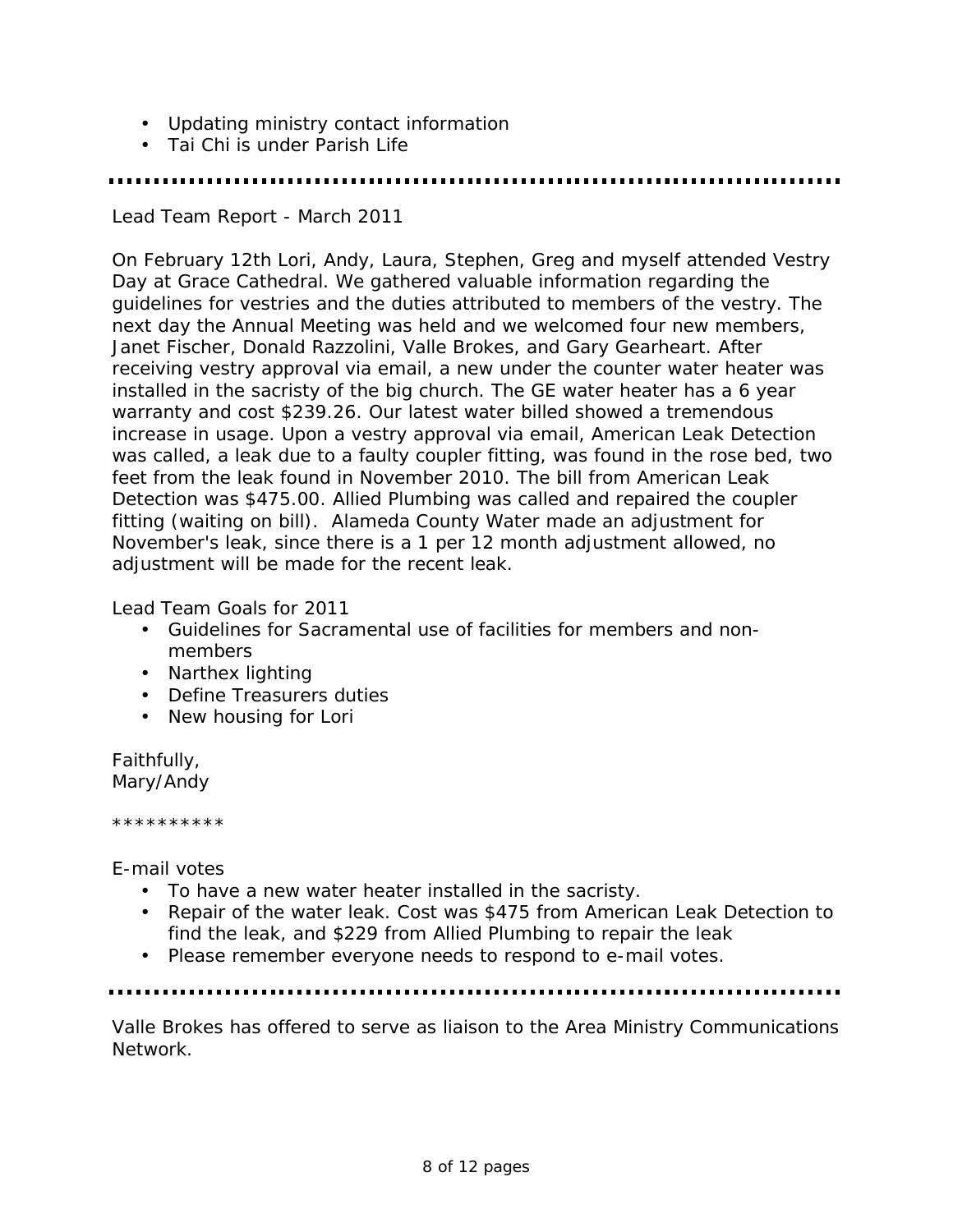- Updating ministry contact information
- Tai Chi is under Parish Life

---

Lead Team Report - March 2011

On February 12th Lori, Andy, Laura, Stephen, Greg and myself attended Vestry Day at Grace Cathedral. We gathered valuable information regarding the guidelines for vestries and the duties attributed to members of the vestry. The next day the Annual Meeting was held and we welcomed four new members, Janet Fischer, Donald Razzolini, Valle Brokes, and Gary Gearheart. After receiving vestry approval via email, a new under the counter water heater was installed in the sacristy of the big church. The GE water heater has a 6 year warranty and cost $239.26. Our latest water billed showed a tremendous increase in usage. Upon a vestry approval via email, American Leak Detection was called, a leak due to a faulty coupler fitting, was found in the rose bed, two feet from the leak found in November 2010. The bill from American Leak Detection was $475.00. Allied Plumbing was called and repaired the coupler fitting (waiting on bill). Alameda County Water made an adjustment for November's leak, since there is a 1 per 12 month adjustment allowed, no adjustment will be made for the recent leak.

Lead Team Goals for 2011

- Guidelines for Sacramental use of facilities for members and non-members
- Narthex lighting
- Define Treasurers duties
- New housing for Lori

Faithfully,
Mary/Andy

**********

E-mail votes

- To have a new water heater installed in the sacristy.
- Repair of the water leak. Cost was $475 from American Leak Detection to find the leak, and $229 from Allied Plumbing to repair the leak
- Please remember everyone needs to respond to e-mail votes.

---

Valle Brokes has offered to serve as liaison to the Area Ministry Communications Network.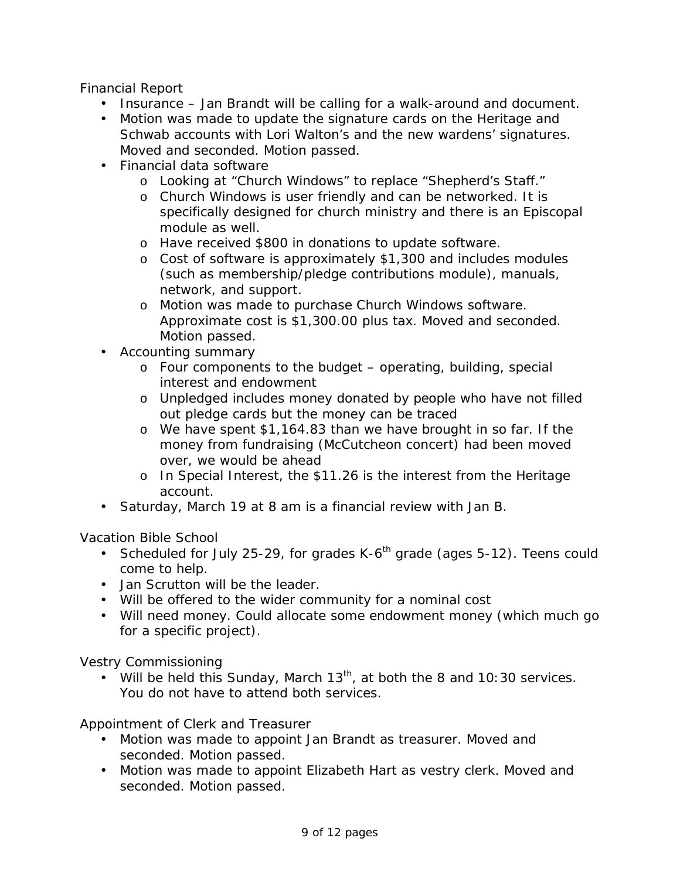Financial Report

- Insurance – Jan Brandt will be calling for a walk-around and document.
- Motion was made to update the signature cards on the Heritage and Schwab accounts with Lori Walton's and the new wardens' signatures. Moved and seconded. Motion passed.
- Financial data software
    - Looking at "Church Windows" to replace "Shepherd's Staff."
    - Church Windows is user friendly and can be networked. It is specifically designed for church ministry and there is an Episcopal module as well.
    - Have received $800 in donations to update software.
    - Cost of software is approximately $1,300 and includes modules (such as membership/pledge contributions module), manuals, network, and support.
    - Motion was made to purchase Church Windows software. Approximate cost is $1,300.00 plus tax. Moved and seconded. Motion passed.
- Accounting summary
    - Four components to the budget – operating, building, special interest and endowment
    - Unpledged includes money donated by people who have not filled out pledge cards but the money can be traced
    - We have spent $1,164.83 than we have brought in so far. If the money from fundraising (McCutcheon concert) had been moved over, we would be ahead
    - In Special Interest, the $11.26 is the interest from the Heritage account.
- Saturday, March 19 at 8 am is a financial review with Jan B.

Vacation Bible School

- Scheduled for July 25-29, for grades K-6th grade (ages 5-12). Teens could come to help.
- Jan Scrutton will be the leader.
- Will be offered to the wider community for a nominal cost
- Will need money. Could allocate some endowment money (which much go for a specific project).

Vestry Commissioning

- Will be held this Sunday, March 13th, at both the 8 and 10:30 services. You do not have to attend both services.

Appointment of Clerk and Treasurer

- Motion was made to appoint Jan Brandt as treasurer. Moved and seconded. Motion passed.
- Motion was made to appoint Elizabeth Hart as vestry clerk. Moved and seconded. Motion passed.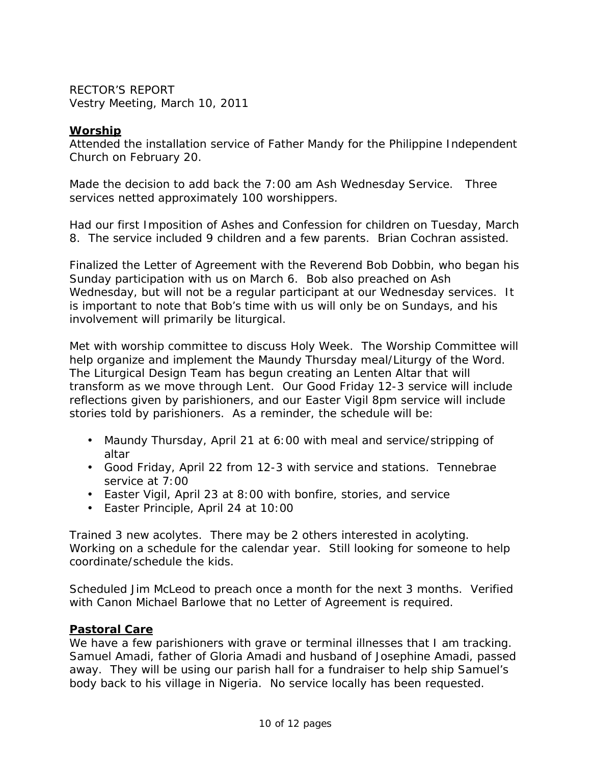RECTOR'S REPORT
Vestry Meeting, March 10, 2011

**Worship**

Attended the installation service of Father Mandy for the Philippine Independent Church on February 20.

Made the decision to add back the 7:00 am Ash Wednesday Service. Three services netted approximately 100 worshippers.

Had our first Imposition of Ashes and Confession for children on Tuesday, March 8. The service included 9 children and a few parents. Brian Cochran assisted.

Finalized the Letter of Agreement with the Reverend Bob Dobbin, who began his Sunday participation with us on March 6. Bob also preached on Ash Wednesday, but will not be a regular participant at our Wednesday services. It is important to note that Bob's time with us will only be on Sundays, and his involvement will primarily be liturgical.

Met with worship committee to discuss Holy Week. The Worship Committee will help organize and implement the Maundy Thursday meal/Liturgy of the Word. The Liturgical Design Team has begun creating an Lenten Altar that will transform as we move through Lent. Our Good Friday 12-3 service will include reflections given by parishioners, and our Easter Vigil 8pm service will include stories told by parishioners. As a reminder, the schedule will be:

- Maundy Thursday, April 21 at 6:00 with meal and service/stripping of altar
- Good Friday, April 22 from 12-3 with service and stations. Tennebrae service at 7:00
- Easter Vigil, April 23 at 8:00 with bonfire, stories, and service
- Easter Principle, April 24 at 10:00

Trained 3 new acolytes. There may be 2 others interested in acolyting. Working on a schedule for the calendar year. Still looking for someone to help coordinate/schedule the kids.

Scheduled Jim McLeod to preach once a month for the next 3 months. Verified with Canon Michael Barlowe that no Letter of Agreement is required.

**Pastoral Care**

We have a few parishioners with grave or terminal illnesses that I am tracking. Samuel Amadi, father of Gloria Amadi and husband of Josephine Amadi, passed away. They will be using our parish hall for a fundraiser to help ship Samuel's body back to his village in Nigeria. No service locally has been requested.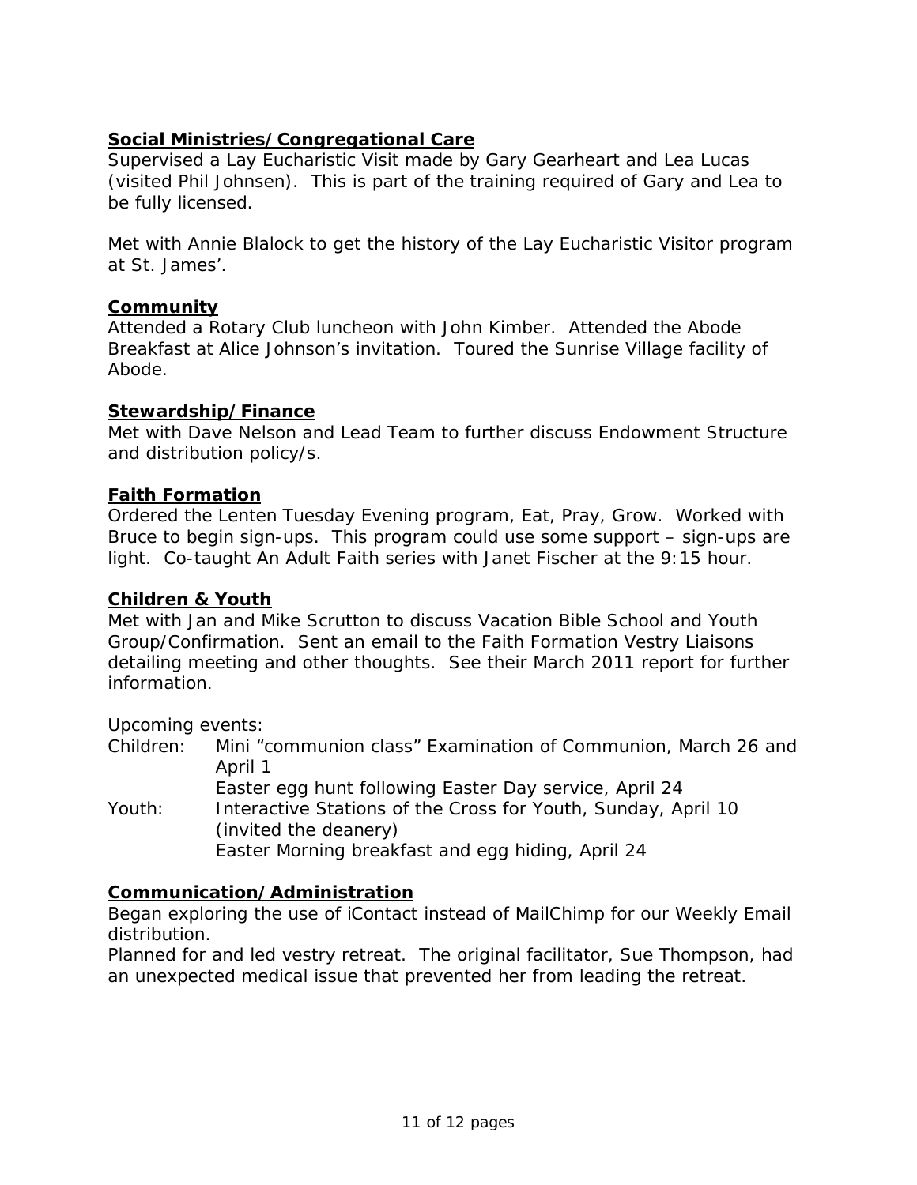**Social Ministries/Congregational Care**

Supervised a Lay Eucharistic Visit made by Gary Gearheart and Lea Lucas (visited Phil Johnsen). This is part of the training required of Gary and Lea to be fully licensed.

Met with Annie Blalock to get the history of the Lay Eucharistic Visitor program at St. James'.

**Community**

Attended a Rotary Club luncheon with John Kimber. Attended the Abode Breakfast at Alice Johnson's invitation. Toured the Sunrise Village facility of Abode.

**Stewardship/Finance**

Met with Dave Nelson and Lead Team to further discuss Endowment Structure and distribution policy/s.

**Faith Formation**

Ordered the Lenten Tuesday Evening program, Eat, Pray, Grow. Worked with Bruce to begin sign-ups. This program could use some support – sign-ups are light. Co-taught An Adult Faith series with Janet Fischer at the 9:15 hour.

**Children & Youth**

Met with Jan and Mike Scrutton to discuss Vacation Bible School and Youth Group/Confirmation. Sent an email to the Faith Formation Vestry Liaisons detailing meeting and other thoughts. See their March 2011 report for further information.

Upcoming events:

Children: Mini "communion class" Examination of Communion, March 26 and April 1
Easter egg hunt following Easter Day service, April 24

Youth: Interactive Stations of the Cross for Youth, Sunday, April 10 (invited the deanery)
Easter Morning breakfast and egg hiding, April 24

**Communication/Administration**

Began exploring the use of iContact instead of MailChimp for our Weekly Email distribution.
Planned for and led vestry retreat. The original facilitator, Sue Thompson, had an unexpected medical issue that prevented her from leading the retreat.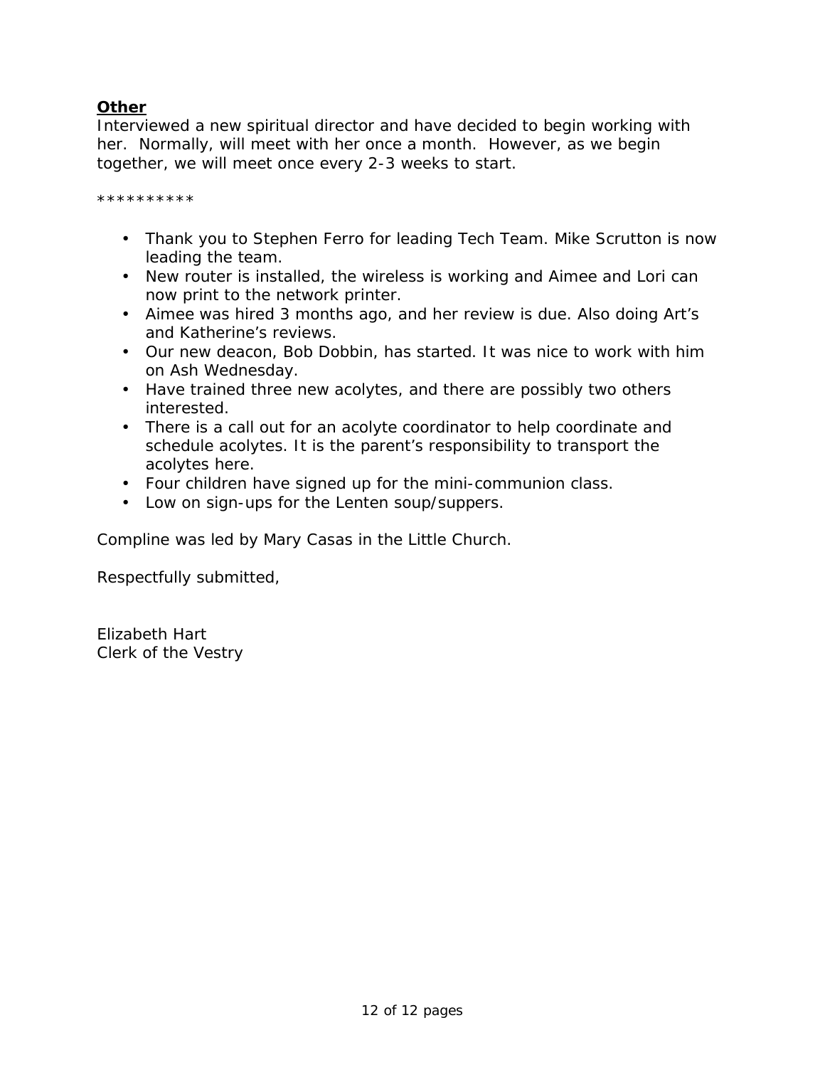**<u>Other</u>**

Interviewed a new spiritual director and have decided to begin working with her. Normally, will meet with her once a month. However, as we begin together, we will meet once every 2-3 weeks to start.

**********

- Thank you to Stephen Ferro for leading Tech Team. Mike Scrutton is now leading the team.
- New router is installed, the wireless is working and Aimee and Lori can now print to the network printer.
- Aimee was hired 3 months ago, and her review is due. Also doing Art's and Katherine's reviews.
- Our new deacon, Bob Dobbin, has started. It was nice to work with him on Ash Wednesday.
- Have trained three new acolytes, and there are possibly two others interested.
- There is a call out for an acolyte coordinator to help coordinate and schedule acolytes. It is the parent's responsibility to transport the acolytes here.
- Four children have signed up for the mini-communion class.
- Low on sign-ups for the Lenten soup/suppers.

Compline was led by Mary Casas in the Little Church.

Respectfully submitted,

Elizabeth Hart
Clerk of the Vestry